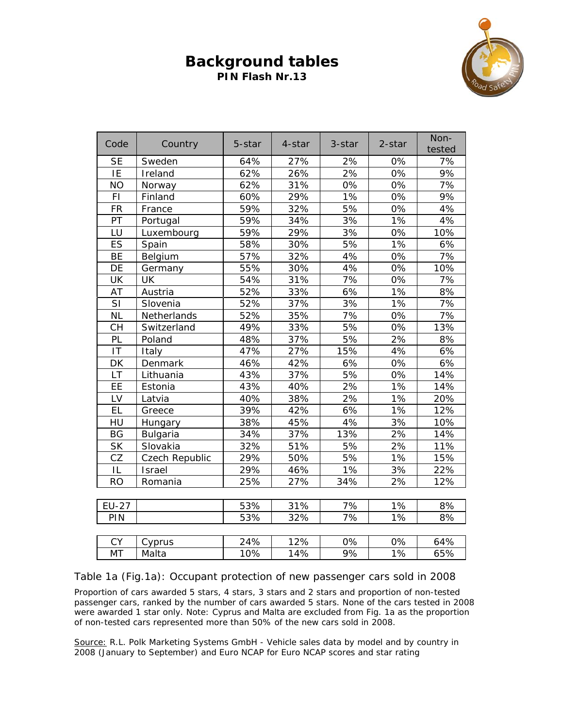# Background tables

**PIN Flash Nr.13**

| Code | Country | 5-star | 4-star | 3-star | 2-star | Non-tested |
|---|---|---|---|---|---|---|
| SE | Sweden | 64% | 27% | 2% | 0% | 7% |
| IE | Ireland | 62% | 26% | 2% | 0% | 9% |
| NO | Norway | 62% | 31% | 0% | 0% | 7% |
| FI | Finland | 60% | 29% | 1% | 0% | 9% |
| FR | France | 59% | 32% | 5% | 0% | 4% |
| PT | Portugal | 59% | 34% | 3% | 1% | 4% |
| LU | Luxembourg | 59% | 29% | 3% | 0% | 10% |
| ES | Spain | 58% | 30% | 5% | 1% | 6% |
| BE | Belgium | 57% | 32% | 4% | 0% | 7% |
| DE | Germany | 55% | 30% | 4% | 0% | 10% |
| UK | UK | 54% | 31% | 7% | 0% | 7% |
| AT | Austria | 52% | 33% | 6% | 1% | 8% |
| SI | Slovenia | 52% | 37% | 3% | 1% | 7% |
| NL | Netherlands | 52% | 35% | 7% | 0% | 7% |
| CH | Switzerland | 49% | 33% | 5% | 0% | 13% |
| PL | Poland | 48% | 37% | 5% | 2% | 8% |
| IT | Italy | 47% | 27% | 15% | 4% | 6% |
| DK | Denmark | 46% | 42% | 6% | 0% | 6% |
| LT | Lithuania | 43% | 37% | 5% | 0% | 14% |
| EE | Estonia | 43% | 40% | 2% | 1% | 14% |
| LV | Latvia | 40% | 38% | 2% | 1% | 20% |
| EL | Greece | 39% | 42% | 6% | 1% | 12% |
| HU | Hungary | 38% | 45% | 4% | 3% | 10% |
| BG | Bulgaria | 34% | 37% | 13% | 2% | 14% |
| SK | Slovakia | 32% | 51% | 5% | 2% | 11% |
| CZ | Czech Republic | 29% | 50% | 5% | 1% | 15% |
| IL | Israel | 29% | 46% | 1% | 3% | 22% |
| RO | Romania | 25% | 27% | 34% | 2% | 12% |
| EU-27 | | 53% | 31% | 7% | 1% | 8% |
| PIN | | 53% | 32% | 7% | 1% | 8% |
| CY | Cyprus | 24% | 12% | 0% | 0% | 64% |
| MT | Malta | 10% | 14% | 9% | 1% | 65% |

Table 1a (Fig.1a): Occupant protection of new passenger cars sold in 2008

Proportion of cars awarded 5 stars, 4 stars, 3 stars and 2 stars and proportion of non-tested passenger cars, ranked by the number of cars awarded 5 stars. None of the cars tested in 2008 were awarded 1 star only. Note: Cyprus and Malta are excluded from Fig. 1a as the proportion of non-tested cars represented more than 50% of the new cars sold in 2008.

Source: R.L. Polk Marketing Systems GmbH - Vehicle sales data by model and by country in 2008 (January to September) and Euro NCAP for Euro NCAP scores and star rating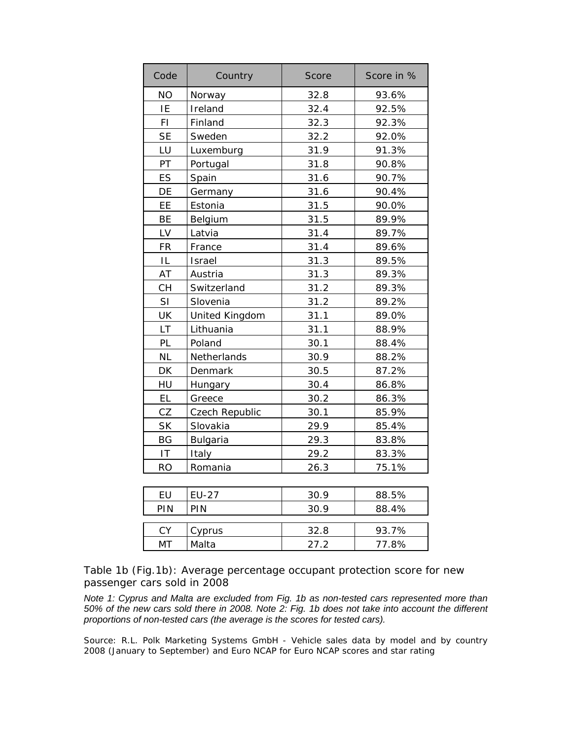| Code | Country | Score | Score in % |
|---|---|---|---|
| NO | Norway | 32.8 | 93.6% |
| IE | Ireland | 32.4 | 92.5% |
| FI | Finland | 32.3 | 92.3% |
| SE | Sweden | 32.2 | 92.0% |
| LU | Luxemburg | 31.9 | 91.3% |
| PT | Portugal | 31.8 | 90.8% |
| ES | Spain | 31.6 | 90.7% |
| DE | Germany | 31.6 | 90.4% |
| EE | Estonia | 31.5 | 90.0% |
| BE | Belgium | 31.5 | 89.9% |
| LV | Latvia | 31.4 | 89.7% |
| FR | France | 31.4 | 89.6% |
| IL | Israel | 31.3 | 89.5% |
| AT | Austria | 31.3 | 89.3% |
| CH | Switzerland | 31.2 | 89.3% |
| SI | Slovenia | 31.2 | 89.2% |
| UK | United Kingdom | 31.1 | 89.0% |
| LT | Lithuania | 31.1 | 88.9% |
| PL | Poland | 30.1 | 88.4% |
| NL | Netherlands | 30.9 | 88.2% |
| DK | Denmark | 30.5 | 87.2% |
| HU | Hungary | 30.4 | 86.8% |
| EL | Greece | 30.2 | 86.3% |
| CZ | Czech Republic | 30.1 | 85.9% |
| SK | Slovakia | 29.9 | 85.4% |
| BG | Bulgaria | 29.3 | 83.8% |
| IT | Italy | 29.2 | 83.3% |
| RO | Romania | 26.3 | 75.1% |
| | | | |
| EU | EU-27 | 30.9 | 88.5% |
| PIN | PIN | 30.9 | 88.4% |
| | | | |
| CY | Cyprus | 32.8 | 93.7% |
| MT | Malta | 27.2 | 77.8% |

Table 1b (Fig.1b): Average percentage occupant protection score for new passenger cars sold in 2008

*Note 1: Cyprus and Malta are excluded from Fig. 1b as non-tested cars represented more than 50% of the new cars sold there in 2008. Note 2: Fig. 1b does not take into account the different proportions of non-tested cars (the average is the scores for tested cars).*

Source: R.L. Polk Marketing Systems GmbH - Vehicle sales data by model and by country 2008 (January to September) and Euro NCAP for Euro NCAP scores and star rating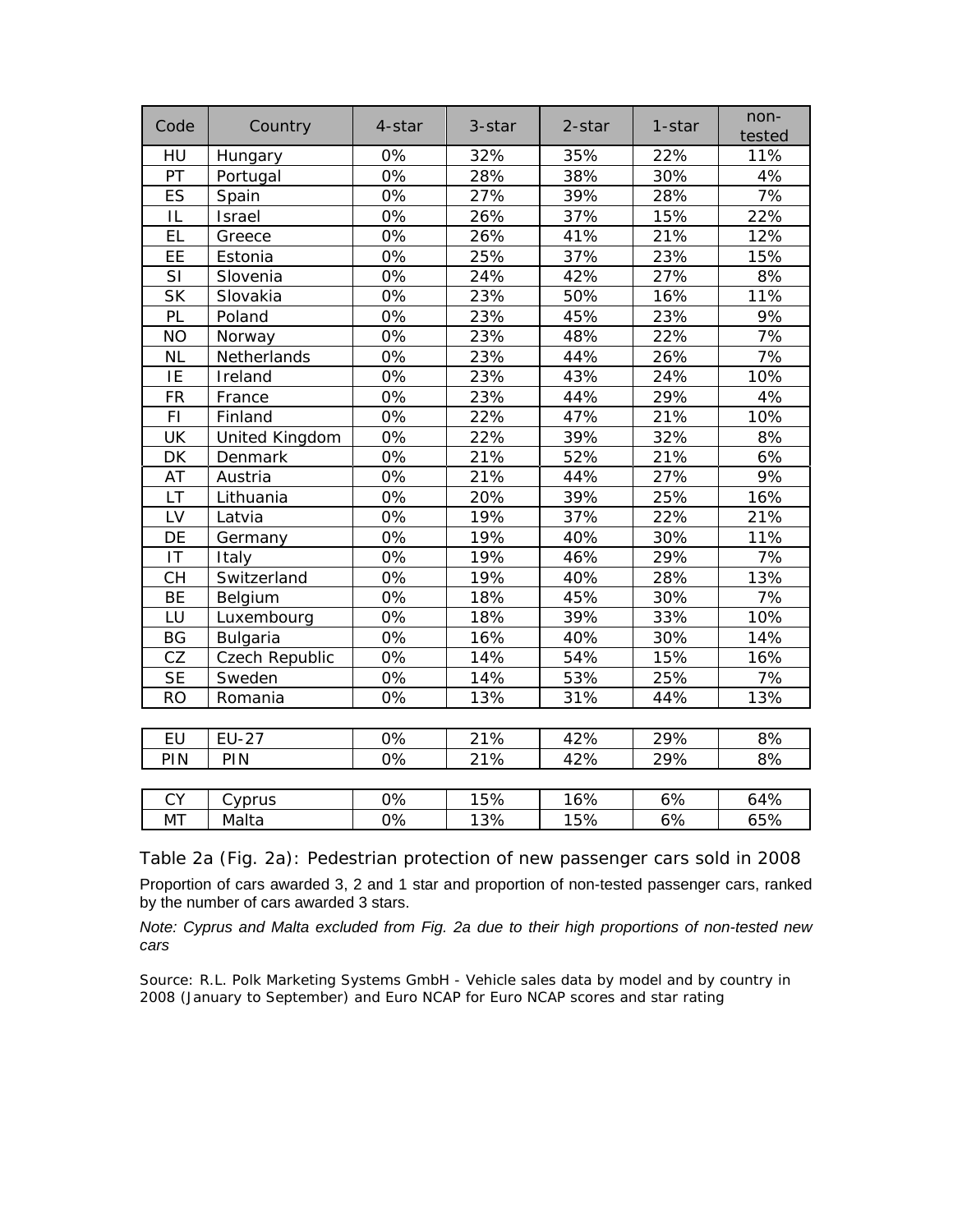| Code | Country | 4-star | 3-star | 2-star | 1-star | non-tested |
|---|---|---|---|---|---|---|
| HU | Hungary | 0% | 32% | 35% | 22% | 11% |
| PT | Portugal | 0% | 28% | 38% | 30% | 4% |
| ES | Spain | 0% | 27% | 39% | 28% | 7% |
| IL | Israel | 0% | 26% | 37% | 15% | 22% |
| EL | Greece | 0% | 26% | 41% | 21% | 12% |
| EE | Estonia | 0% | 25% | 37% | 23% | 15% |
| SI | Slovenia | 0% | 24% | 42% | 27% | 8% |
| SK | Slovakia | 0% | 23% | 50% | 16% | 11% |
| PL | Poland | 0% | 23% | 45% | 23% | 9% |
| NO | Norway | 0% | 23% | 48% | 22% | 7% |
| NL | Netherlands | 0% | 23% | 44% | 26% | 7% |
| IE | Ireland | 0% | 23% | 43% | 24% | 10% |
| FR | France | 0% | 23% | 44% | 29% | 4% |
| FI | Finland | 0% | 22% | 47% | 21% | 10% |
| UK | United Kingdom | 0% | 22% | 39% | 32% | 8% |
| DK | Denmark | 0% | 21% | 52% | 21% | 6% |
| AT | Austria | 0% | 21% | 44% | 27% | 9% |
| LT | Lithuania | 0% | 20% | 39% | 25% | 16% |
| LV | Latvia | 0% | 19% | 37% | 22% | 21% |
| DE | Germany | 0% | 19% | 40% | 30% | 11% |
| IT | Italy | 0% | 19% | 46% | 29% | 7% |
| CH | Switzerland | 0% | 19% | 40% | 28% | 13% |
| BE | Belgium | 0% | 18% | 45% | 30% | 7% |
| LU | Luxembourg | 0% | 18% | 39% | 33% | 10% |
| BG | Bulgaria | 0% | 16% | 40% | 30% | 14% |
| CZ | Czech Republic | 0% | 14% | 54% | 15% | 16% |
| SE | Sweden | 0% | 14% | 53% | 25% | 7% |
| RO | Romania | 0% | 13% | 31% | 44% | 13% |
| EU | EU-27 | 0% | 21% | 42% | 29% | 8% |
| PIN | PIN | 0% | 21% | 42% | 29% | 8% |
| CY | Cyprus | 0% | 15% | 16% | 6% | 64% |
| MT | Malta | 0% | 13% | 15% | 6% | 65% |

Table 2a (Fig. 2a): Pedestrian protection of new passenger cars sold in 2008

Proportion of cars awarded 3, 2 and 1 star and proportion of non-tested passenger cars, ranked by the number of cars awarded 3 stars.

*Note: Cyprus and Malta excluded from Fig. 2a due to their high proportions of non-tested new cars*

Source: R.L. Polk Marketing Systems GmbH - Vehicle sales data by model and by country in 2008 (January to September) and Euro NCAP for Euro NCAP scores and star rating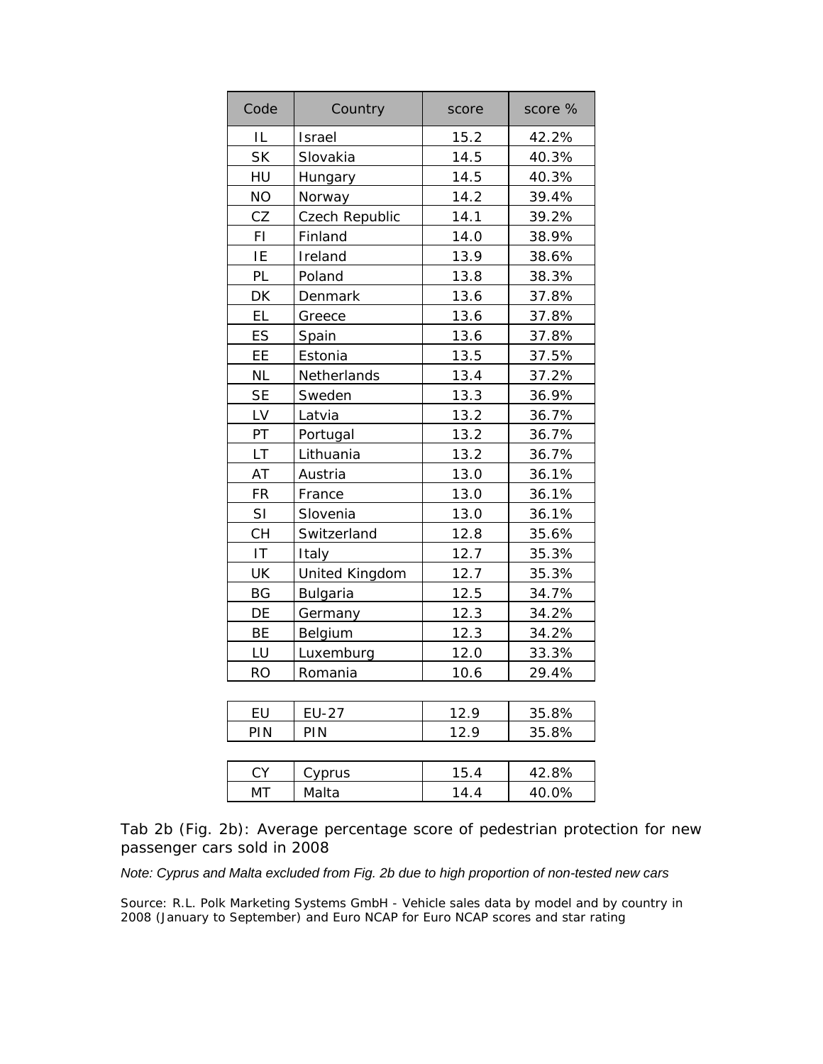| Code | Country | score | score % |
|---|---|---|---|
| IL | Israel | 15.2 | 42.2% |
| SK | Slovakia | 14.5 | 40.3% |
| HU | Hungary | 14.5 | 40.3% |
| NO | Norway | 14.2 | 39.4% |
| CZ | Czech Republic | 14.1 | 39.2% |
| FI | Finland | 14.0 | 38.9% |
| IE | Ireland | 13.9 | 38.6% |
| PL | Poland | 13.8 | 38.3% |
| DK | Denmark | 13.6 | 37.8% |
| EL | Greece | 13.6 | 37.8% |
| ES | Spain | 13.6 | 37.8% |
| EE | Estonia | 13.5 | 37.5% |
| NL | Netherlands | 13.4 | 37.2% |
| SE | Sweden | 13.3 | 36.9% |
| LV | Latvia | 13.2 | 36.7% |
| PT | Portugal | 13.2 | 36.7% |
| LT | Lithuania | 13.2 | 36.7% |
| AT | Austria | 13.0 | 36.1% |
| FR | France | 13.0 | 36.1% |
| SI | Slovenia | 13.0 | 36.1% |
| CH | Switzerland | 12.8 | 35.6% |
| IT | Italy | 12.7 | 35.3% |
| UK | United Kingdom | 12.7 | 35.3% |
| BG | Bulgaria | 12.5 | 34.7% |
| DE | Germany | 12.3 | 34.2% |
| BE | Belgium | 12.3 | 34.2% |
| LU | Luxemburg | 12.0 | 33.3% |
| RO | Romania | 10.6 | 29.4% |

| Code | Country | score | score % |
|---|---|---|---|
| EU | EU-27 | 12.9 | 35.8% |
| PIN | PIN | 12.9 | 35.8% |

| Code | Country | score | score % |
|---|---|---|---|
| CY | Cyprus | 15.4 | 42.8% |
| MT | Malta | 14.4 | 40.0% |

Tab 2b (Fig. 2b): Average percentage score of pedestrian protection for new passenger cars sold in 2008

*Note: Cyprus and Malta excluded from Fig. 2b due to high proportion of non-tested new cars*

Source: R.L. Polk Marketing Systems GmbH - Vehicle sales data by model and by country in 2008 (January to September) and Euro NCAP for Euro NCAP scores and star rating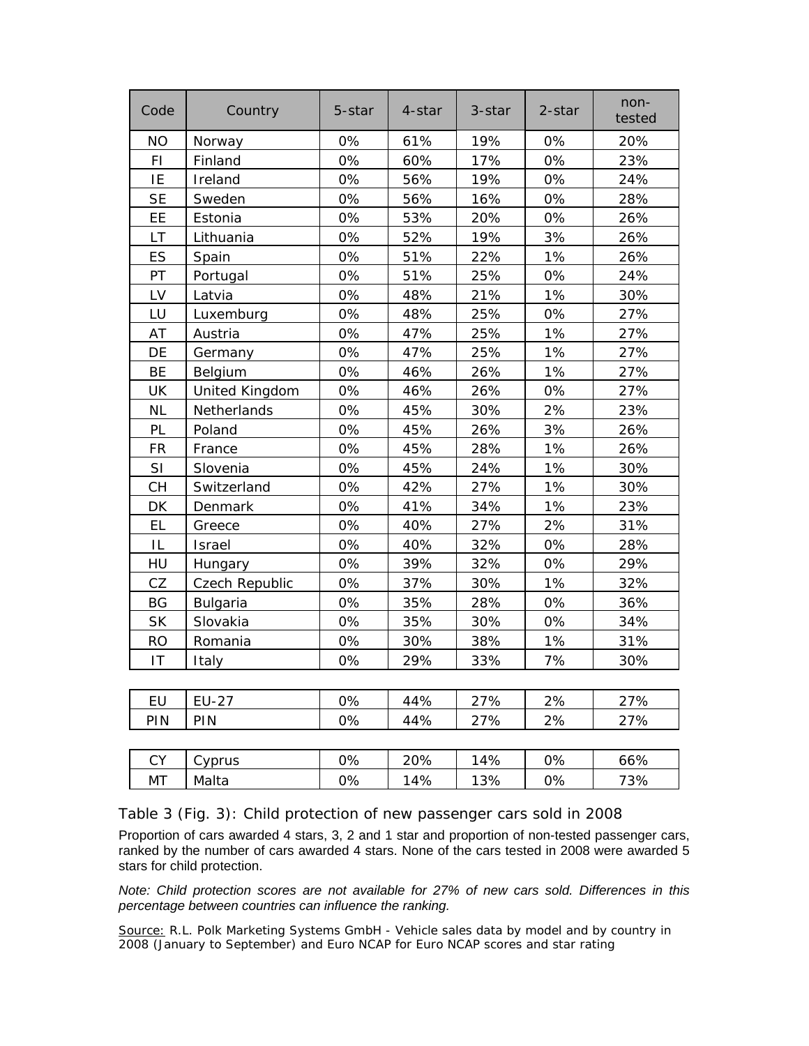| Code | Country | 5-star | 4-star | 3-star | 2-star | non-tested |
|---|---|---|---|---|---|---|
| NO | Norway | 0% | 61% | 19% | 0% | 20% |
| FI | Finland | 0% | 60% | 17% | 0% | 23% |
| IE | Ireland | 0% | 56% | 19% | 0% | 24% |
| SE | Sweden | 0% | 56% | 16% | 0% | 28% |
| EE | Estonia | 0% | 53% | 20% | 0% | 26% |
| LT | Lithuania | 0% | 52% | 19% | 3% | 26% |
| ES | Spain | 0% | 51% | 22% | 1% | 26% |
| PT | Portugal | 0% | 51% | 25% | 0% | 24% |
| LV | Latvia | 0% | 48% | 21% | 1% | 30% |
| LU | Luxemburg | 0% | 48% | 25% | 0% | 27% |
| AT | Austria | 0% | 47% | 25% | 1% | 27% |
| DE | Germany | 0% | 47% | 25% | 1% | 27% |
| BE | Belgium | 0% | 46% | 26% | 1% | 27% |
| UK | United Kingdom | 0% | 46% | 26% | 0% | 27% |
| NL | Netherlands | 0% | 45% | 30% | 2% | 23% |
| PL | Poland | 0% | 45% | 26% | 3% | 26% |
| FR | France | 0% | 45% | 28% | 1% | 26% |
| SI | Slovenia | 0% | 45% | 24% | 1% | 30% |
| CH | Switzerland | 0% | 42% | 27% | 1% | 30% |
| DK | Denmark | 0% | 41% | 34% | 1% | 23% |
| EL | Greece | 0% | 40% | 27% | 2% | 31% |
| IL | Israel | 0% | 40% | 32% | 0% | 28% |
| HU | Hungary | 0% | 39% | 32% | 0% | 29% |
| CZ | Czech Republic | 0% | 37% | 30% | 1% | 32% |
| BG | Bulgaria | 0% | 35% | 28% | 0% | 36% |
| SK | Slovakia | 0% | 35% | 30% | 0% | 34% |
| RO | Romania | 0% | 30% | 38% | 1% | 31% |
| IT | Italy | 0% | 29% | 33% | 7% | 30% |
| | | | | | | |
| EU | EU-27 | 0% | 44% | 27% | 2% | 27% |
| PIN | PIN | 0% | 44% | 27% | 2% | 27% |
| | | | | | | |
| CY | Cyprus | 0% | 20% | 14% | 0% | 66% |
| MT | Malta | 0% | 14% | 13% | 0% | 73% |

Table 3 (Fig. 3): Child protection of new passenger cars sold in 2008

Proportion of cars awarded 4 stars, 3, 2 and 1 star and proportion of non-tested passenger cars, ranked by the number of cars awarded 4 stars. None of the cars tested in 2008 were awarded 5 stars for child protection.

*Note: Child protection scores are not available for 27% of new cars sold. Differences in this percentage between countries can influence the ranking.*

Source: R.L. Polk Marketing Systems GmbH - Vehicle sales data by model and by country in 2008 (January to September) and Euro NCAP for Euro NCAP scores and star rating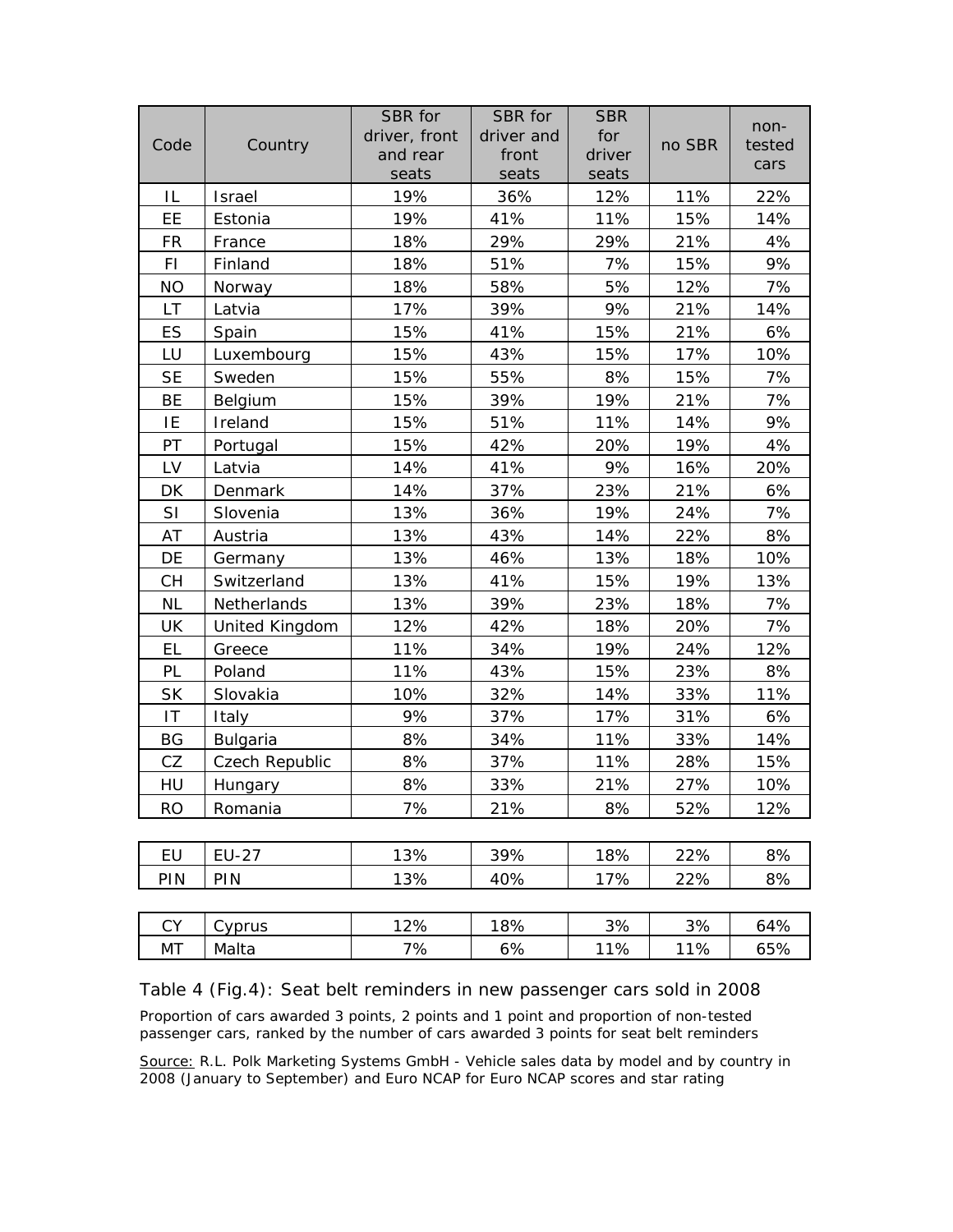| Code | Country | SBR for driver, front and rear seats | SBR for driver and front seats | SBR for driver seats | no SBR | non-tested cars |
|---|---|---|---|---|---|---|
| IL | Israel | 19% | 36% | 12% | 11% | 22% |
| EE | Estonia | 19% | 41% | 11% | 15% | 14% |
| FR | France | 18% | 29% | 29% | 21% | 4% |
| FI | Finland | 18% | 51% | 7% | 15% | 9% |
| NO | Norway | 18% | 58% | 5% | 12% | 7% |
| LT | Latvia | 17% | 39% | 9% | 21% | 14% |
| ES | Spain | 15% | 41% | 15% | 21% | 6% |
| LU | Luxembourg | 15% | 43% | 15% | 17% | 10% |
| SE | Sweden | 15% | 55% | 8% | 15% | 7% |
| BE | Belgium | 15% | 39% | 19% | 21% | 7% |
| IE | Ireland | 15% | 51% | 11% | 14% | 9% |
| PT | Portugal | 15% | 42% | 20% | 19% | 4% |
| LV | Latvia | 14% | 41% | 9% | 16% | 20% |
| DK | Denmark | 14% | 37% | 23% | 21% | 6% |
| SI | Slovenia | 13% | 36% | 19% | 24% | 7% |
| AT | Austria | 13% | 43% | 14% | 22% | 8% |
| DE | Germany | 13% | 46% | 13% | 18% | 10% |
| CH | Switzerland | 13% | 41% | 15% | 19% | 13% |
| NL | Netherlands | 13% | 39% | 23% | 18% | 7% |
| UK | United Kingdom | 12% | 42% | 18% | 20% | 7% |
| EL | Greece | 11% | 34% | 19% | 24% | 12% |
| PL | Poland | 11% | 43% | 15% | 23% | 8% |
| SK | Slovakia | 10% | 32% | 14% | 33% | 11% |
| IT | Italy | 9% | 37% | 17% | 31% | 6% |
| BG | Bulgaria | 8% | 34% | 11% | 33% | 14% |
| CZ | Czech Republic | 8% | 37% | 11% | 28% | 15% |
| HU | Hungary | 8% | 33% | 21% | 27% | 10% |
| RO | Romania | 7% | 21% | 8% | 52% | 12% |
| EU | EU-27 | 13% | 39% | 18% | 22% | 8% |
| PIN | PIN | 13% | 40% | 17% | 22% | 8% |
| CY | Cyprus | 12% | 18% | 3% | 3% | 64% |
| MT | Malta | 7% | 6% | 11% | 11% | 65% |

Table 4 (Fig.4): Seat belt reminders in new passenger cars sold in 2008

Proportion of cars awarded 3 points, 2 points and 1 point and proportion of non-tested passenger cars, ranked by the number of cars awarded 3 points for seat belt reminders

Source: R.L. Polk Marketing Systems GmbH - Vehicle sales data by model and by country in 2008 (January to September) and Euro NCAP for Euro NCAP scores and star rating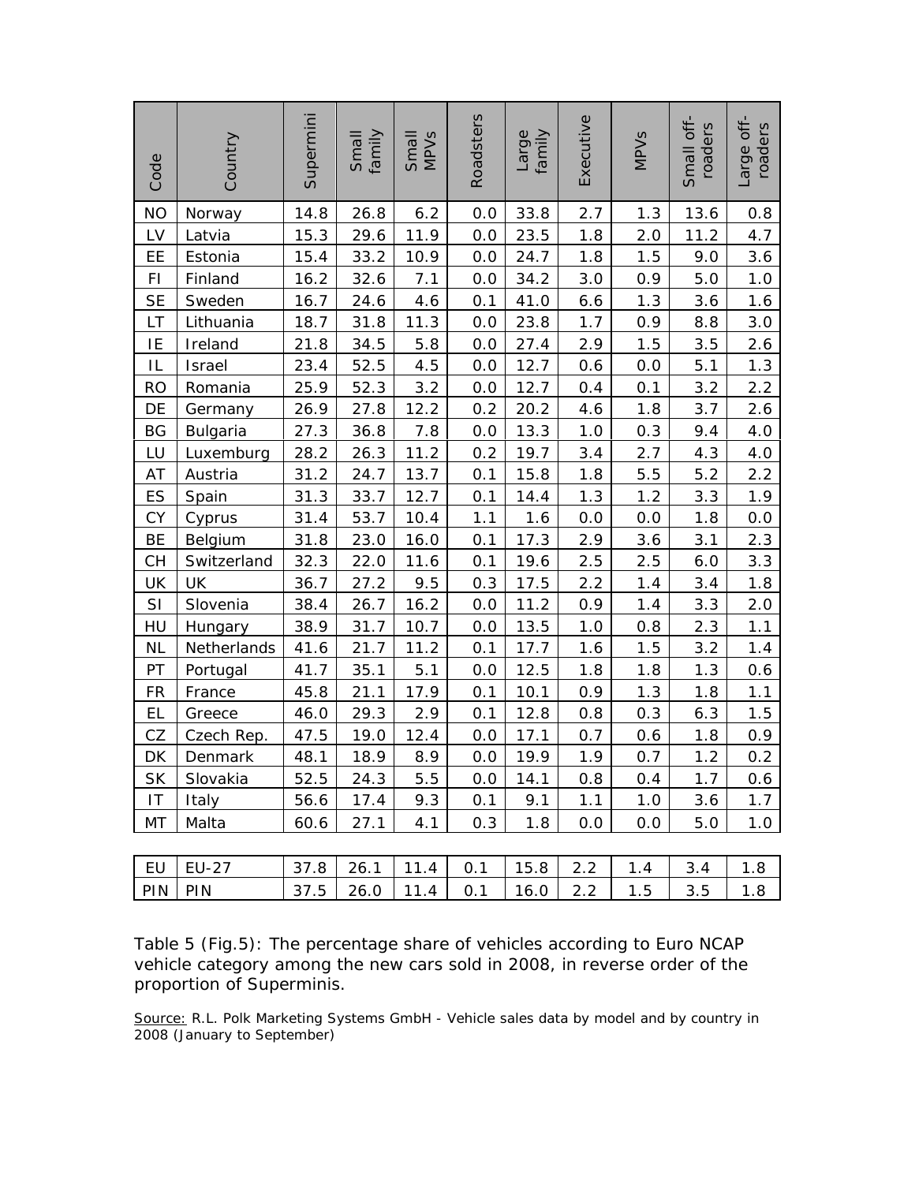| Code | Country | Supermini | Small family | Small MPVs | Roadsters | Large family | Executive | MPVs | Small off-roaders | Large off-roaders |
|---|---|---|---|---|---|---|---|---|---|---|
| NO | Norway | 14.8 | 26.8 | 6.2 | 0.0 | 33.8 | 2.7 | 1.3 | 13.6 | 0.8 |
| LV | Latvia | 15.3 | 29.6 | 11.9 | 0.0 | 23.5 | 1.8 | 2.0 | 11.2 | 4.7 |
| EE | Estonia | 15.4 | 33.2 | 10.9 | 0.0 | 24.7 | 1.8 | 1.5 | 9.0 | 3.6 |
| FI | Finland | 16.2 | 32.6 | 7.1 | 0.0 | 34.2 | 3.0 | 0.9 | 5.0 | 1.0 |
| SE | Sweden | 16.7 | 24.6 | 4.6 | 0.1 | 41.0 | 6.6 | 1.3 | 3.6 | 1.6 |
| LT | Lithuania | 18.7 | 31.8 | 11.3 | 0.0 | 23.8 | 1.7 | 0.9 | 8.8 | 3.0 |
| IE | Ireland | 21.8 | 34.5 | 5.8 | 0.0 | 27.4 | 2.9 | 1.5 | 3.5 | 2.6 |
| IL | Israel | 23.4 | 52.5 | 4.5 | 0.0 | 12.7 | 0.6 | 0.0 | 5.1 | 1.3 |
| RO | Romania | 25.9 | 52.3 | 3.2 | 0.0 | 12.7 | 0.4 | 0.1 | 3.2 | 2.2 |
| DE | Germany | 26.9 | 27.8 | 12.2 | 0.2 | 20.2 | 4.6 | 1.8 | 3.7 | 2.6 |
| BG | Bulgaria | 27.3 | 36.8 | 7.8 | 0.0 | 13.3 | 1.0 | 0.3 | 9.4 | 4.0 |
| LU | Luxemburg | 28.2 | 26.3 | 11.2 | 0.2 | 19.7 | 3.4 | 2.7 | 4.3 | 4.0 |
| AT | Austria | 31.2 | 24.7 | 13.7 | 0.1 | 15.8 | 1.8 | 5.5 | 5.2 | 2.2 |
| ES | Spain | 31.3 | 33.7 | 12.7 | 0.1 | 14.4 | 1.3 | 1.2 | 3.3 | 1.9 |
| CY | Cyprus | 31.4 | 53.7 | 10.4 | 1.1 | 1.6 | 0.0 | 0.0 | 1.8 | 0.0 |
| BE | Belgium | 31.8 | 23.0 | 16.0 | 0.1 | 17.3 | 2.9 | 3.6 | 3.1 | 2.3 |
| CH | Switzerland | 32.3 | 22.0 | 11.6 | 0.1 | 19.6 | 2.5 | 2.5 | 6.0 | 3.3 |
| UK | UK | 36.7 | 27.2 | 9.5 | 0.3 | 17.5 | 2.2 | 1.4 | 3.4 | 1.8 |
| SI | Slovenia | 38.4 | 26.7 | 16.2 | 0.0 | 11.2 | 0.9 | 1.4 | 3.3 | 2.0 |
| HU | Hungary | 38.9 | 31.7 | 10.7 | 0.0 | 13.5 | 1.0 | 0.8 | 2.3 | 1.1 |
| NL | Netherlands | 41.6 | 21.7 | 11.2 | 0.1 | 17.7 | 1.6 | 1.5 | 3.2 | 1.4 |
| PT | Portugal | 41.7 | 35.1 | 5.1 | 0.0 | 12.5 | 1.8 | 1.8 | 1.3 | 0.6 |
| FR | France | 45.8 | 21.1 | 17.9 | 0.1 | 10.1 | 0.9 | 1.3 | 1.8 | 1.1 |
| EL | Greece | 46.0 | 29.3 | 2.9 | 0.1 | 12.8 | 0.8 | 0.3 | 6.3 | 1.5 |
| CZ | Czech Rep. | 47.5 | 19.0 | 12.4 | 0.0 | 17.1 | 0.7 | 0.6 | 1.8 | 0.9 |
| DK | Denmark | 48.1 | 18.9 | 8.9 | 0.0 | 19.9 | 1.9 | 0.7 | 1.2 | 0.2 |
| SK | Slovakia | 52.5 | 24.3 | 5.5 | 0.0 | 14.1 | 0.8 | 0.4 | 1.7 | 0.6 |
| IT | Italy | 56.6 | 17.4 | 9.3 | 0.1 | 9.1 | 1.1 | 1.0 | 3.6 | 1.7 |
| MT | Malta | 60.6 | 27.1 | 4.1 | 0.3 | 1.8 | 0.0 | 0.0 | 5.0 | 1.0 |
| EU | EU-27 | 37.8 | 26.1 | 11.4 | 0.1 | 15.8 | 2.2 | 1.4 | 3.4 | 1.8 |
| PIN | PIN | 37.5 | 26.0 | 11.4 | 0.1 | 16.0 | 2.2 | 1.5 | 3.5 | 1.8 |

Table 5 (Fig.5): The percentage share of vehicles according to Euro NCAP vehicle category among the new cars sold in 2008, in reverse order of the proportion of Superminis.

Source: R.L. Polk Marketing Systems GmbH - Vehicle sales data by model and by country in 2008 (January to September)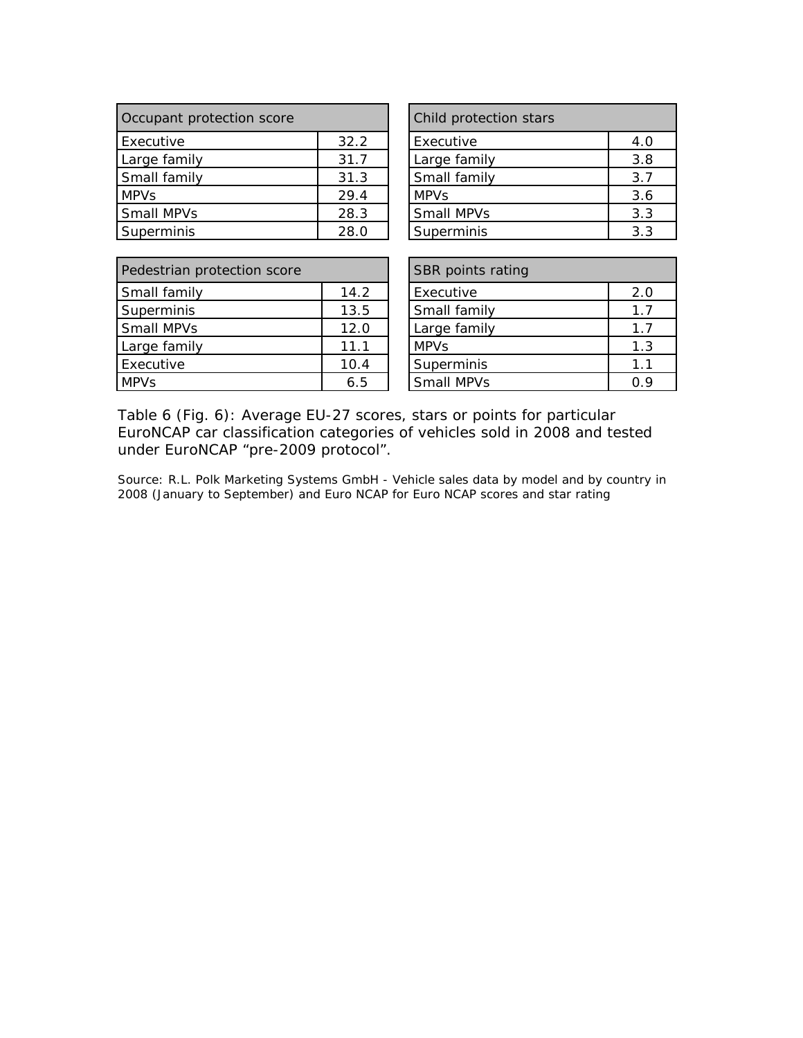| Occupant protection score | |
|---|---|
| Executive | 32.2 |
| Large family | 31.7 |
| Small family | 31.3 |
| MPVs | 29.4 |
| Small MPVs | 28.3 |
| Superminis | 28.0 |

| Child protection stars | |
|---|---|
| Executive | 4.0 |
| Large family | 3.8 |
| Small family | 3.7 |
| MPVs | 3.6 |
| Small MPVs | 3.3 |
| Superminis | 3.3 |

| Pedestrian protection score | |
|---|---|
| Small family | 14.2 |
| Superminis | 13.5 |
| Small MPVs | 12.0 |
| Large family | 11.1 |
| Executive | 10.4 |
| MPVs | 6.5 |

| SBR points rating | |
|---|---|
| Executive | 2.0 |
| Small family | 1.7 |
| Large family | 1.7 |
| MPVs | 1.3 |
| Superminis | 1.1 |
| Small MPVs | 0.9 |

Table 6 (Fig. 6): Average EU-27 scores, stars or points for particular EuroNCAP car classification categories of vehicles sold in 2008 and tested under EuroNCAP "pre-2009 protocol".

Source: R.L. Polk Marketing Systems GmbH - Vehicle sales data by model and by country in 2008 (January to September) and Euro NCAP for Euro NCAP scores and star rating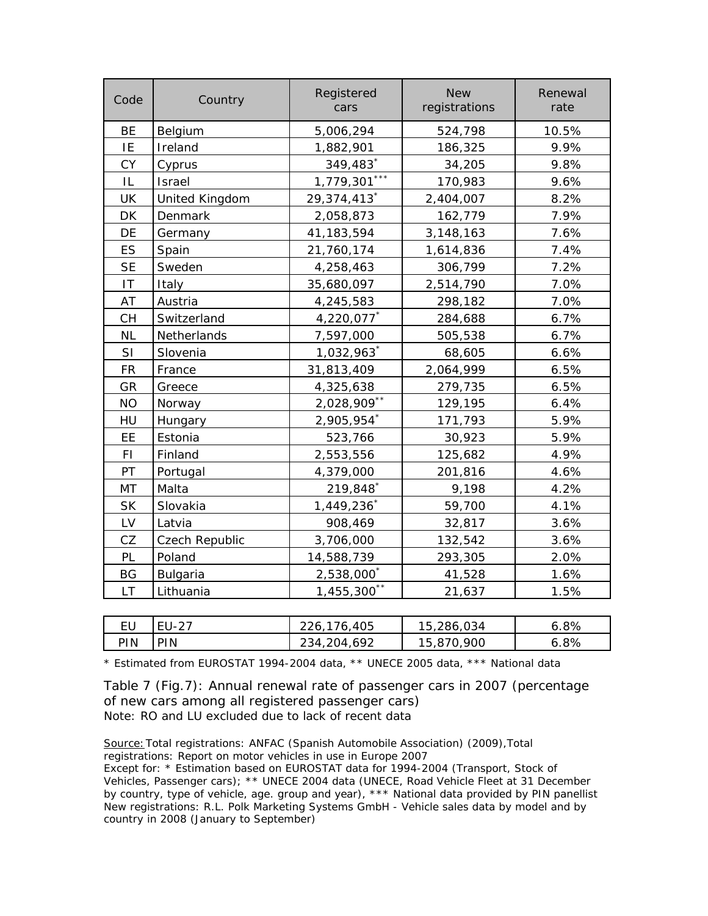| Code | Country | Registered cars | New registrations | Renewal rate |
|---|---|---|---|---|
| BE | Belgium | 5,006,294 | 524,798 | 10.5% |
| IE | Ireland | 1,882,901 | 186,325 | 9.9% |
| CY | Cyprus | 349,483* | 34,205 | 9.8% |
| IL | Israel | 1,779,301*** | 170,983 | 9.6% |
| UK | United Kingdom | 29,374,413* | 2,404,007 | 8.2% |
| DK | Denmark | 2,058,873 | 162,779 | 7.9% |
| DE | Germany | 41,183,594 | 3,148,163 | 7.6% |
| ES | Spain | 21,760,174 | 1,614,836 | 7.4% |
| SE | Sweden | 4,258,463 | 306,799 | 7.2% |
| IT | Italy | 35,680,097 | 2,514,790 | 7.0% |
| AT | Austria | 4,245,583 | 298,182 | 7.0% |
| CH | Switzerland | 4,220,077* | 284,688 | 6.7% |
| NL | Netherlands | 7,597,000 | 505,538 | 6.7% |
| SI | Slovenia | 1,032,963* | 68,605 | 6.6% |
| FR | France | 31,813,409 | 2,064,999 | 6.5% |
| GR | Greece | 4,325,638 | 279,735 | 6.5% |
| NO | Norway | 2,028,909** | 129,195 | 6.4% |
| HU | Hungary | 2,905,954* | 171,793 | 5.9% |
| EE | Estonia | 523,766 | 30,923 | 5.9% |
| FI | Finland | 2,553,556 | 125,682 | 4.9% |
| PT | Portugal | 4,379,000 | 201,816 | 4.6% |
| MT | Malta | 219,848* | 9,198 | 4.2% |
| SK | Slovakia | 1,449,236* | 59,700 | 4.1% |
| LV | Latvia | 908,469 | 32,817 | 3.6% |
| CZ | Czech Republic | 3,706,000 | 132,542 | 3.6% |
| PL | Poland | 14,588,739 | 293,305 | 2.0% |
| BG | Bulgaria | 2,538,000* | 41,528 | 1.6% |
| LT | Lithuania | 1,455,300** | 21,637 | 1.5% |
| | | | | |
| EU | EU-27 | 226,176,405 | 15,286,034 | 6.8% |
| PIN | PIN | 234,204,692 | 15,870,900 | 6.8% |

* Estimated from EUROSTAT 1994-2004 data, ** UNECE 2005 data, *** National data

Table 7 (Fig.7): Annual renewal rate of passenger cars in 2007 (percentage of new cars among all registered passenger cars)
Note: RO and LU excluded due to lack of recent data

Source: Total registrations: ANFAC (Spanish Automobile Association) (2009),Total registrations: Report on motor vehicles in use in Europe 2007
Except for: * Estimation based on EUROSTAT data for 1994-2004 (Transport, Stock of Vehicles, Passenger cars); ** UNECE 2004 data (UNECE, Road Vehicle Fleet at 31 December by country, type of vehicle, age. group and year), *** National data provided by PIN panellist
New registrations: R.L. Polk Marketing Systems GmbH - Vehicle sales data by model and by country in 2008 (January to September)